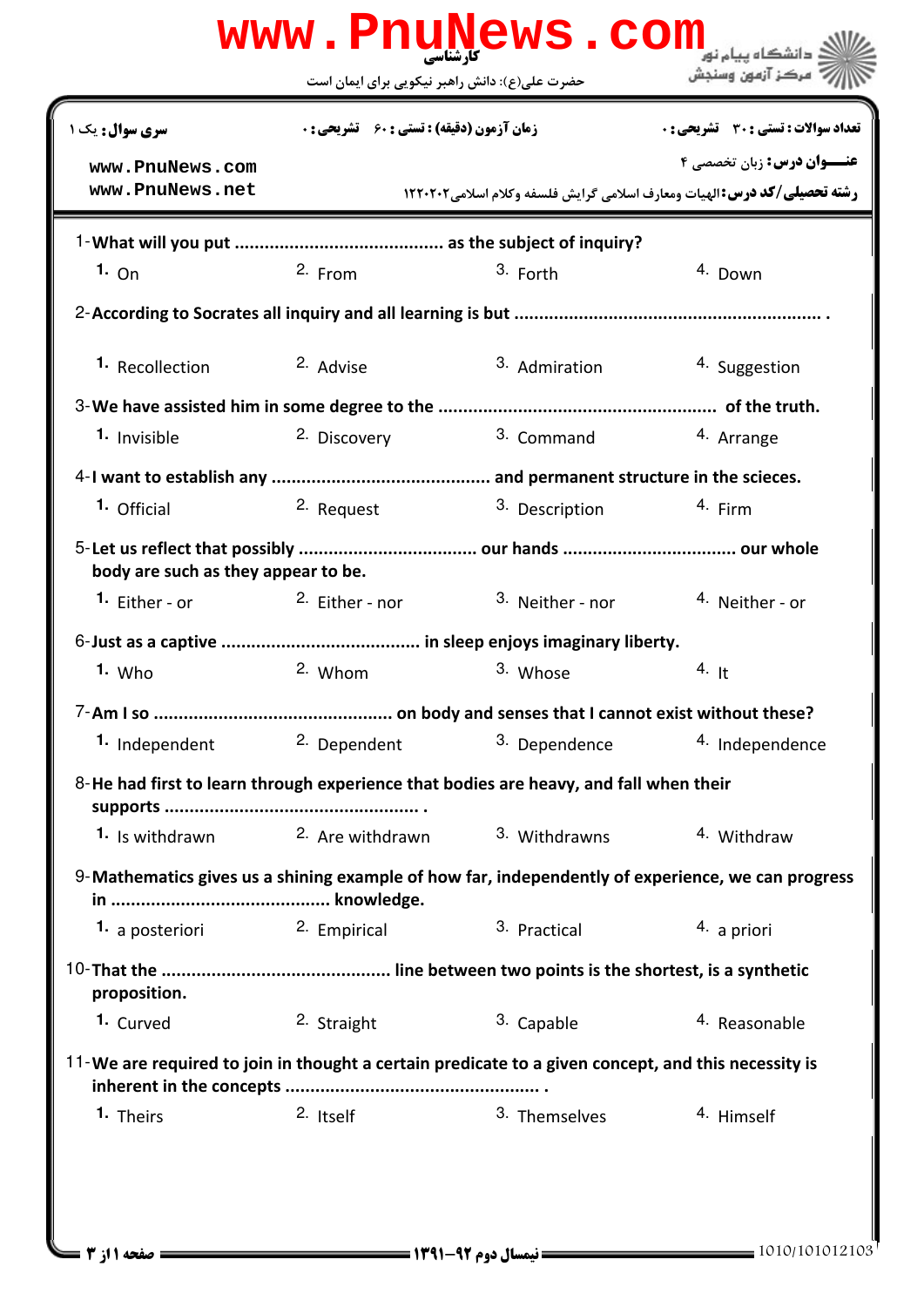کارشناسی

حضرت علی(ع): دانش راهبر نیکویی برای ایمان است

دانشگاه پیام نور
مرکز آزمون وسنجش

**سری سوال:** یک ۱

**زمان آزمون (دقیقه) : تستی : ۶۰ تشریحی : ۰**

**تعداد سوالات : تستی : ۳۰ تشریحی : ۰**

**عنـــوان درس:** زبان تخصصی ۴

**رشته تحصیلی/کد درس:** الهیات ومعارف اسلامی گرایش فلسفه وکلام اسلامی۱۲۲۰۲۰۲

www.PnuNews.com
www.PnuNews.net

1- **What will you put .......................................... as the subject of inquiry?**

1. On  2. From  3. Forth  4. Down

2- **According to Socrates all inquiry and all learning is but ............................................................ .**

1. Recollection  2. Advise  3. Admiration  4. Suggestion

3- **We have assisted him in some degree to the ...................................................... of the truth.**

1. Invisible  2. Discovery  3. Command  4. Arrange

4- **I want to establish any .......................................... and permanent structure in the scieces.**

1. Official  2. Request  3. Description  4. Firm

5- **Let us reflect that possibly .................................. our hands ................................. our whole body are such as they appear to be.**

1. Either - or  2. Either - nor  3. Neither - nor  4. Neither - or

6- **Just as a captive ....................................... in sleep enjoys imaginary liberty.**

1. Who  2. Whom  3. Whose  4. It

7- **Am I so ............................................... on body and senses that I cannot exist without these?**

1. Independent  2. Dependent  3. Dependence  4. Independence

8- **He had first to learn through experience that bodies are heavy, and fall when their supports ................................................. .**

1. Is withdrawn  2. Are withdrawn  3. Withdrawns  4. Withdraw

9- **Mathematics gives us a shining example of how far, independently of experience, we can progress in .......................................... knowledge.**

1. a posteriori  2. Empirical  3. Practical  4. a priori

10- **That the ............................................ line between two points is the shortest, is a synthetic proposition.**

1. Curved  2. Straight  3. Capable  4. Reasonable

11- **We are required to join in thought a certain predicate to a given concept, and this necessity is inherent in the concepts ................................................. .**

1. Theirs  2. Itself  3. Themselves  4. Himself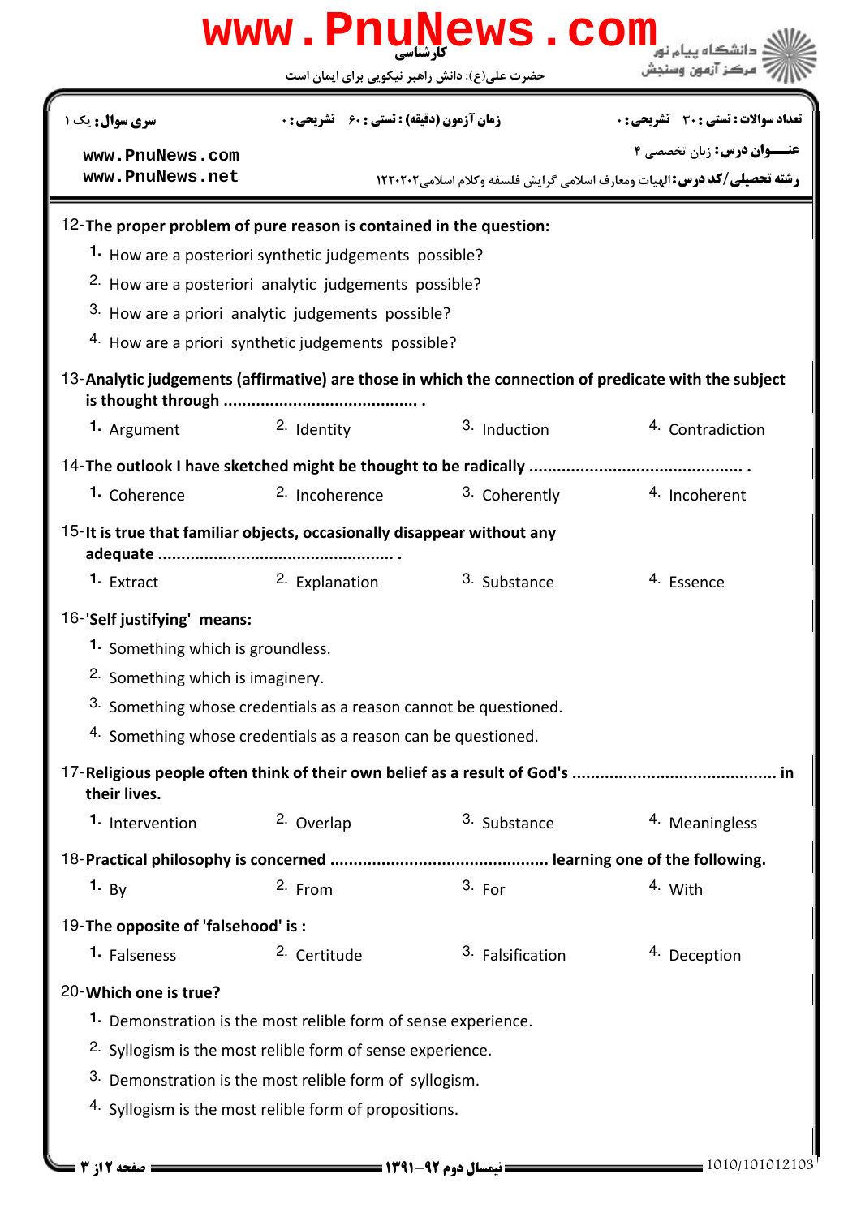12-**The proper problem of pure reason is contained in the question:**

1. How are a posteriori synthetic judgements possible?
2. How are a posteriori analytic judgements possible?
3. How are a priori analytic judgements possible?
4. How are a priori synthetic judgements possible?

13-**Analytic judgements (affirmative) are those in which the connection of predicate with the subject is thought through ........................................... .**

1. Argument
2. Identity
3. Induction
4. Contradiction

14-**The outlook I have sketched might be thought to be radically ............................................. .**

1. Coherence
2. Incoherence
3. Coherently
4. Incoherent

15-**It is true that familiar objects, occasionally disappear without any adequate .................................................. .**

1. Extract
2. Explanation
3. Substance
4. Essence

16-**'Self justifying' means:**

1. Something which is groundless.
2. Something which is imaginery.
3. Something whose credentials as a reason cannot be questioned.
4. Something whose credentials as a reason can be questioned.

17-**Religious people often think of their own belief as a result of God's ........................................... in their lives.**

1. Intervention
2. Overlap
3. Substance
4. Meaningless

18-**Practical philosophy is concerned .............................................. learning one of the following.**

1. By
2. From
3. For
4. With

19-**The opposite of 'falsehood' is :**

1. Falseness
2. Certitude
3. Falsification
4. Deception

20-**Which one is true?**

1. Demonstration is the most relible form of sense experience.
2. Syllogism is the most relible form of sense experience.
3. Demonstration is the most relible form of syllogism.
4. Syllogism is the most relible form of propositions.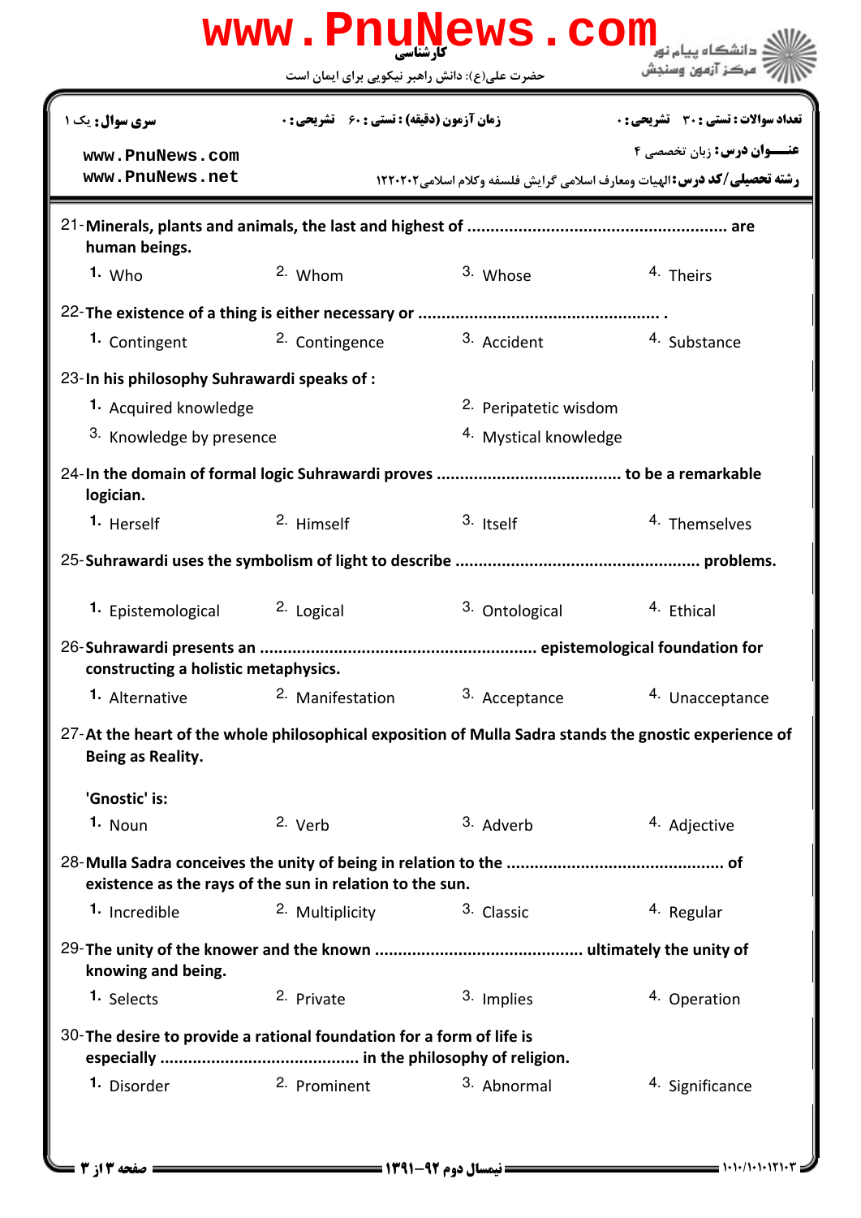**سری سوال:** یک ۱ | **زمان آزمون (دقیقه) : تستی :** ۶۰ **تشریحی :** ۰ | **تعداد سوالات : تستی :** ۳۰ **تشریحی :** ۰

**عنـــوان درس:** زبان تخصصی ۴

**رشته تحصیلی/کد درس:** الهیات ومعارف اسلامی گرایش فلسفه وکلام اسلامی۱۲۲۰۲۰۲

21- **Minerals, plants and animals, the last and highest of .................................................... are human beings.**

1. Who 2. Whom 3. Whose 4. Theirs

22- **The existence of a thing is either necessary or ................................................ .**

1. Contingent 2. Contingence 3. Accident 4. Substance

23- **In his philosophy Suhrawardi speaks of :**

1. Acquired knowledge
2. Peripatetic wisdom
3. Knowledge by presence
4. Mystical knowledge

24- **In the domain of formal logic Suhrawardi proves ..................................... to be a remarkable logician.**

1. Herself 2. Himself 3. Itself 4. Themselves

25- **Suhrawardi uses the symbolism of light to describe ................................................ problems.**

1. Epistemological 2. Logical 3. Ontological 4. Ethical

26- **Suhrawardi presents an ...................................................... epistemological foundation for constructing a holistic metaphysics.**

1. Alternative 2. Manifestation 3. Acceptance 4. Unacceptance

27- **At the heart of the whole philosophical exposition of Mulla Sadra stands the gnostic experience of Being as Reality.**

**'Gnostic' is:**

1. Noun 2. Verb 3. Adverb 4. Adjective

28- **Mulla Sadra conceives the unity of being in relation to the ........................................... of existence as the rays of the sun in relation to the sun.**

1. Incredible 2. Multiplicity 3. Classic 4. Regular

29- **The unity of the knower and the known ........................................ ultimately the unity of knowing and being.**

1. Selects 2. Private 3. Implies 4. Operation

30- **The desire to provide a rational foundation for a form of life is especially ....................................... in the philosophy of religion.**

1. Disorder 2. Prominent 3. Abnormal 4. Significance